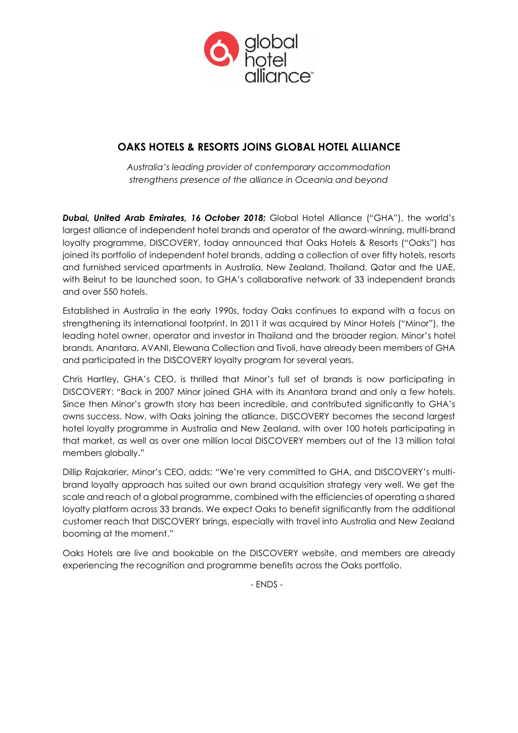# OAKS HOTELS & RESORTS JOINS GLOBAL HOTEL ALLIANCE

*Australia's leading provider of contemporary accommodation strengthens presence of the alliance in Oceania and beyond*

***Dubai, United Arab Emirates, 16 October 2018:*** Global Hotel Alliance ("GHA"), the world's largest alliance of independent hotel brands and operator of the award-winning, multi-brand loyalty programme, DISCOVERY, today announced that Oaks Hotels & Resorts ("Oaks") has joined its portfolio of independent hotel brands, adding a collection of over fifty hotels, resorts and furnished serviced apartments in Australia, New Zealand, Thailand, Qatar and the UAE, with Beirut to be launched soon, to GHA's collaborative network of 33 independent brands and over 550 hotels.

Established in Australia in the early 1990s, today Oaks continues to expand with a focus on strengthening its international footprint. In 2011 it was acquired by Minor Hotels ("Minor"), the leading hotel owner, operator and investor in Thailand and the broader region. Minor's hotel brands, Anantara, AVANI, Elewana Collection and Tivoli, have already been members of GHA and participated in the DISCOVERY loyalty program for several years.

Chris Hartley, GHA's CEO, is thrilled that Minor's full set of brands is now participating in DISCOVERY: "Back in 2007 Minor joined GHA with its Anantara brand and only a few hotels. Since then Minor's growth story has been incredible, and contributed significantly to GHA's owns success. Now, with Oaks joining the alliance, DISCOVERY becomes the second largest hotel loyalty programme in Australia and New Zealand, with over 100 hotels participating in that market, as well as over one million local DISCOVERY members out of the 13 million total members globally."

Dillip Rajakarier, Minor's CEO, adds: "We're very committed to GHA, and DISCOVERY's multi-brand loyalty approach has suited our own brand acquisition strategy very well. We get the scale and reach of a global programme, combined with the efficiencies of operating a shared loyalty platform across 33 brands. We expect Oaks to benefit significantly from the additional customer reach that DISCOVERY brings, especially with travel into Australia and New Zealand booming at the moment."

Oaks Hotels are live and bookable on the DISCOVERY website, and members are already experiencing the recognition and programme benefits across the Oaks portfolio.

- ENDS -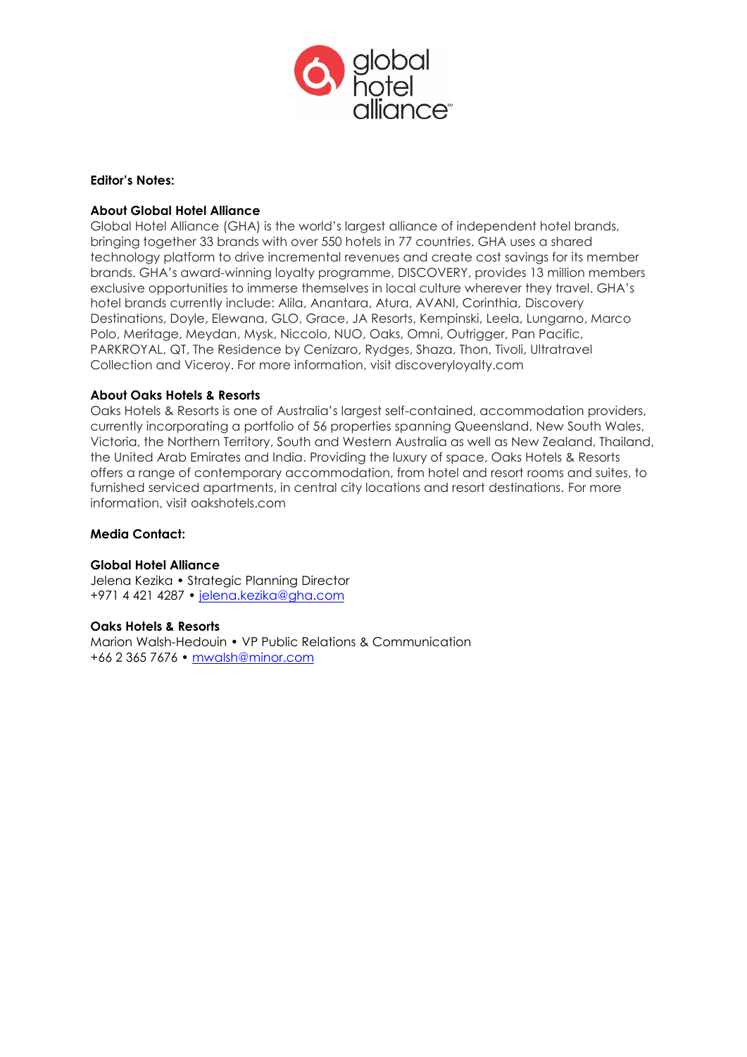**Editor's Notes:**

**About Global Hotel Alliance**
Global Hotel Alliance (GHA) is the world's largest alliance of independent hotel brands, bringing together 33 brands with over 550 hotels in 77 countries. GHA uses a shared technology platform to drive incremental revenues and create cost savings for its member brands. GHA's award-winning loyalty programme, DISCOVERY, provides 13 million members exclusive opportunities to immerse themselves in local culture wherever they travel. GHA's hotel brands currently include: Alila, Anantara, Atura, AVANI, Corinthia, Discovery Destinations, Doyle, Elewana, GLO, Grace, JA Resorts, Kempinski, Leela, Lungarno, Marco Polo, Meritage, Meydan, Mysk, Niccolo, NUO, Oaks, Omni, Outrigger, Pan Pacific, PARKROYAL, QT, The Residence by Cenizaro, Rydges, Shaza, Thon, Tivoli, Ultratravel Collection and Viceroy. For more information, visit discoveryloyalty.com

**About Oaks Hotels & Resorts**
Oaks Hotels & Resorts is one of Australia's largest self-contained, accommodation providers, currently incorporating a portfolio of 56 properties spanning Queensland, New South Wales, Victoria, the Northern Territory, South and Western Australia as well as New Zealand, Thailand, the United Arab Emirates and India. Providing the luxury of space, Oaks Hotels & Resorts offers a range of contemporary accommodation, from hotel and resort rooms and suites, to furnished serviced apartments, in central city locations and resort destinations. For more information, visit oakshotels.com

**Media Contact:**

**Global Hotel Alliance**
Jelena Kezika • Strategic Planning Director
+971 4 421 4287 • jelena.kezika@gha.com

**Oaks Hotels & Resorts**
Marion Walsh-Hedouin • VP Public Relations & Communication
+66 2 365 7676 • mwalsh@minor.com